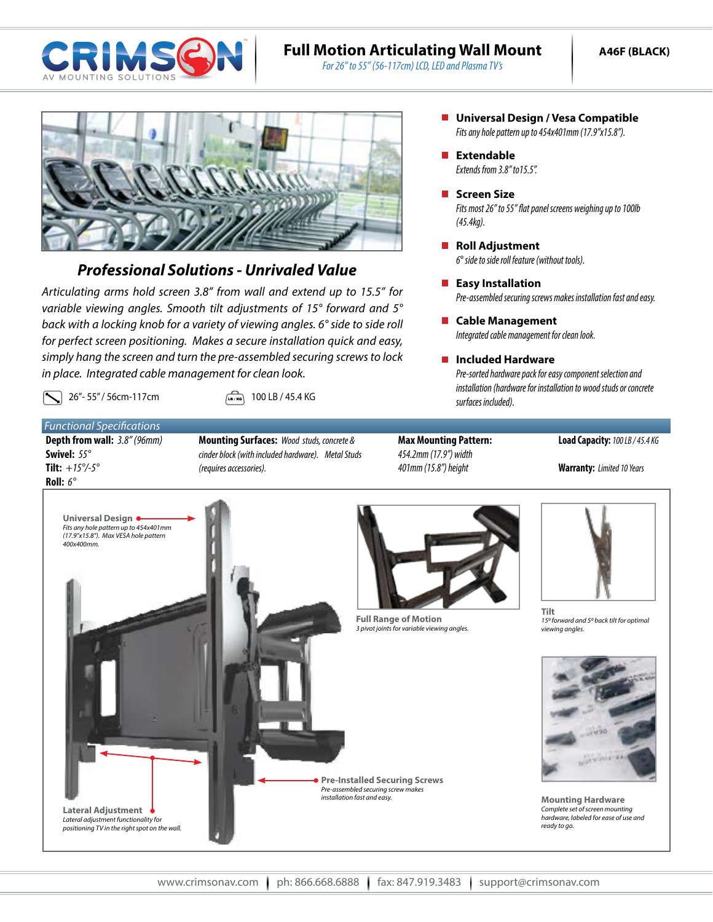# Full Motion Articulating Wall Mount

*For 26" to 55" (56-117cm) LCD, LED and Plasma TV's*

**A46F (BLACK)**

## *Professional Solutions - Unrivaled Value*

*Articulating arms hold screen 3.8" from wall and extend up to 15.5" for variable viewing angles. Smooth tilt adjustments of 15° forward and 5° back with a locking knob for a variety of viewing angles. 6° side to side roll for perfect screen positioning. Makes a secure installation quick and easy, simply hang the screen and turn the pre-assembled securing screws to lock in place. Integrated cable management for clean look.*

26"- 55" / 56cm-117cm

100 LB / 45.4 KG

- **Universal Design / Vesa Compatible**
  *Fits any hole pattern up to 454x401mm (17.9"x15.8").*
- **Extendable**
  *Extends from 3.8" to15.5".*
- **Screen Size**
  *Fits most 26" to 55" flat panel screens weighing up to 100lb (45.4kg).*
- **Roll Adjustment**
  *6° side to side roll feature (without tools).*
- **Easy Installation**
  *Pre-assembled securing screws makes installation fast and easy.*
- **Cable Management**
  *Integrated cable management for clean look.*
- **Included Hardware**
  *Pre-sorted hardware pack for easy component selection and installation (hardware for installation to wood studs or concrete surfaces included).*

## *Functional Specifications*

**Depth from wall:** *3.8" (96mm)*
**Swivel:** *55°*
**Tilt:** *+15°/-5°*
**Roll:** *6°*

**Mounting Surfaces:** *Wood studs, concrete & cinder block (with included hardware). Metal Studs (requires accessories).*

**Max Mounting Pattern:** *454.2mm (17.9") width 401mm (15.8") height*

**Load Capacity:** *100 LB / 45.4 KG*

**Warranty:** *Limited 10 Years*

**Universal Design**
*Fits any hole pattern up to 454x401mm (17.9"x15.8"). Max VESA hole pattern 400x400mm.*

**Full Range of Motion**
*3 pivot joints for variable viewing angles.*

**Tilt**
*15º forward and 5º back tilt for optimal viewing angles.*

**Pre-Installed Securing Screws**
*Pre-assembled securing screw makes installation fast and easy.*

**Lateral Adjustment**
*Lateral adjustment functionality for positioning TV in the right spot on the wall.*

**Mounting Hardware**
*Complete set of screen mounting hardware, labeled for ease of use and ready to go.*

www.crimsonav.com | ph: 866.668.6888 | fax: 847.919.3483 | support@crimsonav.com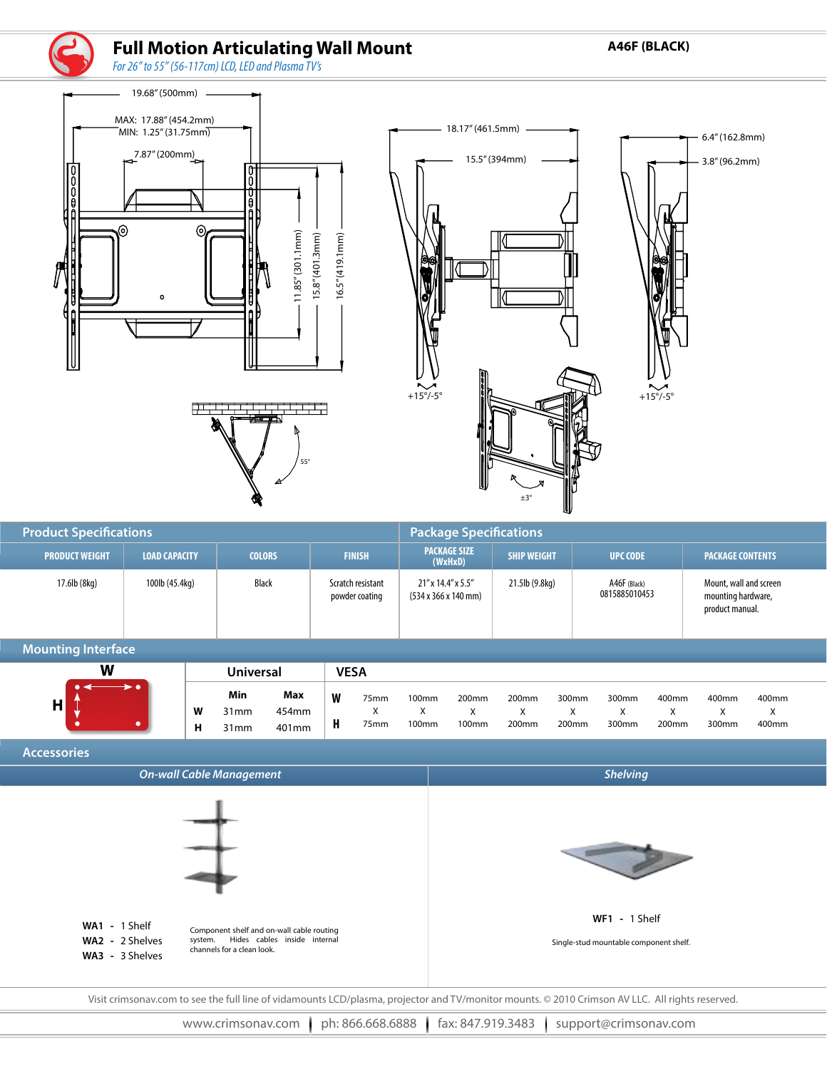# Full Motion Articulating Wall Mount

*For 26" to 55" (56-117cm) LCD, LED and Plasma TV's*

**A46F (BLACK)**

19.68" (500mm)

MAX: 17.88" (454.2mm)
MIN: 1.25" (31.75mm)

7.87" (200mm)

11.85" (301.1mm)
15.8" (401.3mm)
16.5" (419.1mm)

18.17" (461.5mm)
15.5" (394mm)

6.4" (162.8mm)
3.8" (96.2mm)

+15°/-5°

+15°/-5°

55°

±3°

## Product Specifications

| PRODUCT WEIGHT | LOAD CAPACITY | COLORS | FINISH |
|---|---|---|---|
| 17.6lb (8kg) | 100lb (45.4kg) | Black | Scratch resistant powder coating |

## Package Specifications

| PACKAGE SIZE (WxHxD) | SHIP WEIGHT | UPC CODE | PACKAGE CONTENTS |
|---|---|---|---|
| 21" x 14.4" x 5.5" (534 x 366 x 140 mm) | 21.5lb (9.8kg) | A46F (Black) 0815885010453 | Mount, wall and screen mounting hardware, product manual. |

## Mounting Interface

**Universal**

| | Min | Max |
|---|---|---|
| W | 31mm | 454mm |
| H | 31mm | 401mm |

**VESA**

| | | | | | | | | | |
|---|---|---|---|---|---|---|---|---|---|
| W | 75mm | 100mm | 200mm | 200mm | 300mm | 300mm | 400mm | 400mm | 400mm |
| | X | X | X | X | X | X | X | X | X |
| H | 75mm | 100mm | 100mm | 200mm | 200mm | 300mm | 200mm | 300mm | 400mm |

## Accessories

### *On-wall Cable Management*

**WA1** - 1 Shelf
**WA2** - 2 Shelves
**WA3** - 3 Shelves

Component shelf and on-wall cable routing system. Hides cables inside internal channels for a clean look.

### *Shelving*

**WF1** - 1 Shelf

Single-stud mountable component shelf.

Visit crimsonav.com to see the full line of vidamounts LCD/plasma, projector and TV/monitor mounts. © 2010 Crimson AV LLC. All rights reserved.

www.crimsonav.com | ph: 866.668.6888 | fax: 847.919.3483 | support@crimsonav.com